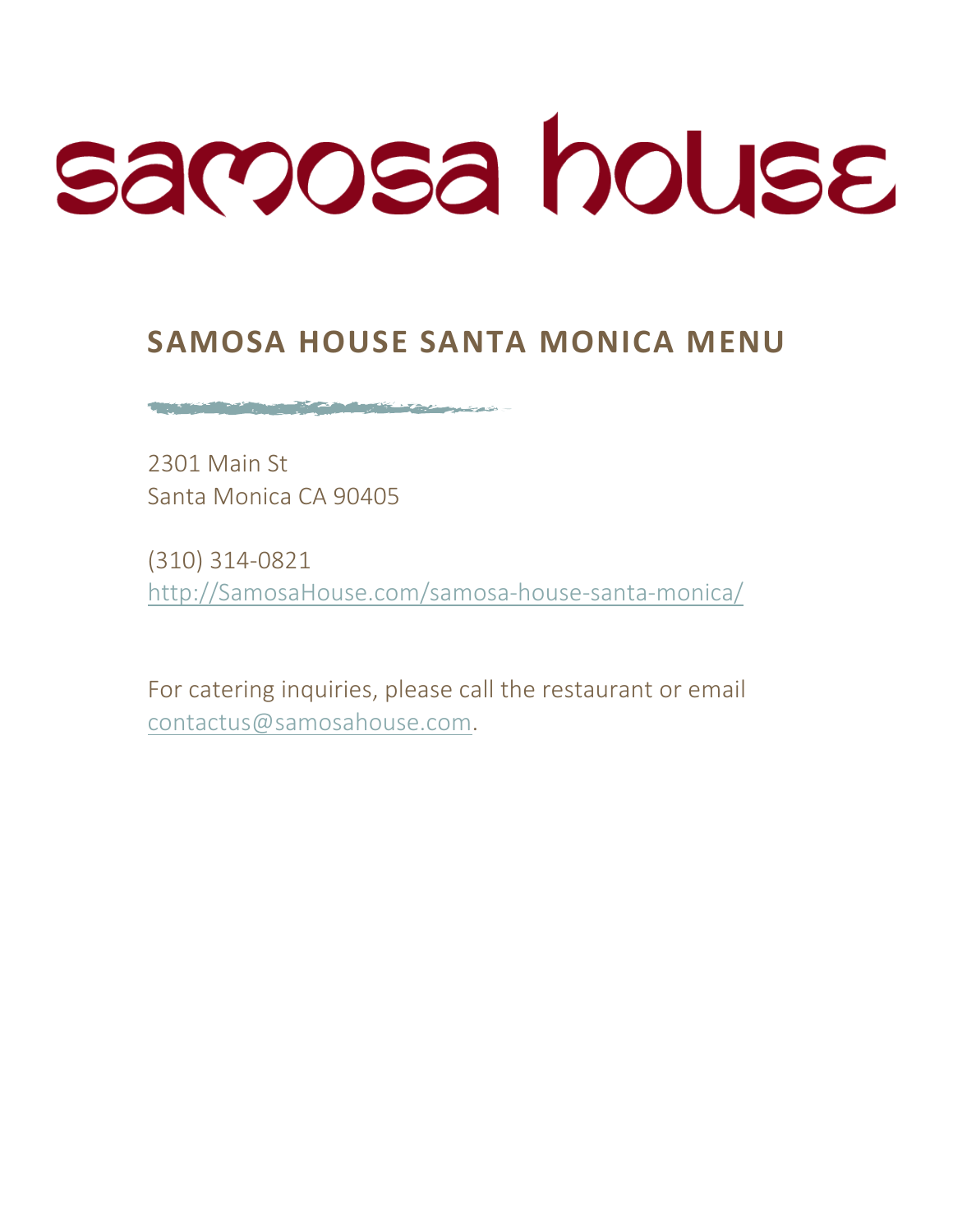# samosa house

## SAMOSA HOUSE SANTA MONICA MENU

2301 Main St
Santa Monica CA 90405

(310) 314-0821
http://SamosaHouse.com/samosa-house-santa-monica/

For catering inquiries, please call the restaurant or email contactus@samosahouse.com.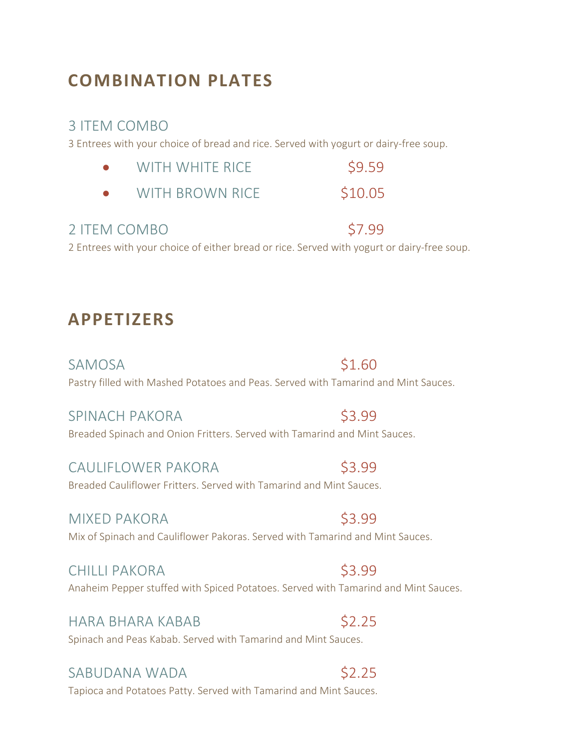## COMBINATION PLATES

### 3 ITEM COMBO

3 Entrees with your choice of bread and rice. Served with yogurt or dairy-free soup.

- WITH WHITE RICE $9.59
- WITH BROWN RICE $10.05

### 2 ITEM COMBO $7.99

2 Entrees with your choice of either bread or rice. Served with yogurt or dairy-free soup.

## APPETIZERS

### SAMOSA $1.60

Pastry filled with Mashed Potatoes and Peas. Served with Tamarind and Mint Sauces.

### SPINACH PAKORA $3.99

Breaded Spinach and Onion Fritters. Served with Tamarind and Mint Sauces.

### CAULIFLOWER PAKORA $3.99

Breaded Cauliflower Fritters. Served with Tamarind and Mint Sauces.

### MIXED PAKORA $3.99

Mix of Spinach and Cauliflower Pakoras. Served with Tamarind and Mint Sauces.

### CHILLI PAKORA $3.99

Anaheim Pepper stuffed with Spiced Potatoes. Served with Tamarind and Mint Sauces.

### HARA BHARA KABAB $2.25

Spinach and Peas Kabab. Served with Tamarind and Mint Sauces.

### SABUDANA WADA $2.25

Tapioca and Potatoes Patty. Served with Tamarind and Mint Sauces.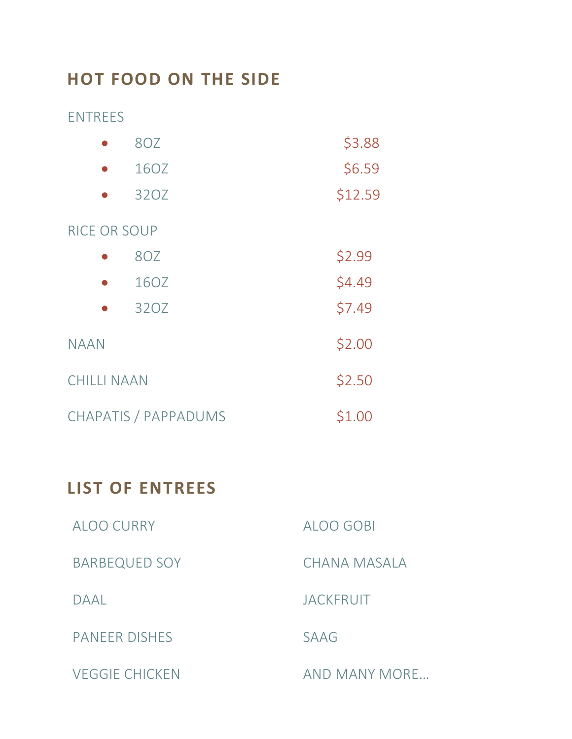## HOT FOOD ON THE SIDE

ENTREES

- 8OZ $3.88
- 16OZ $6.59
- 32OZ $12.59

RICE OR SOUP

- 8OZ $2.99
- 16OZ $4.49
- 32OZ $7.49

NAAN $2.00

CHILLI NAAN $2.50

CHAPATIS / PAPPADUMS $1.00

## LIST OF ENTREES

ALOO CURRY

ALOO GOBI

BARBEQUED SOY

CHANA MASALA

DAAL

JACKFRUIT

PANEER DISHES

SAAG

VEGGIE CHICKEN

AND MANY MORE…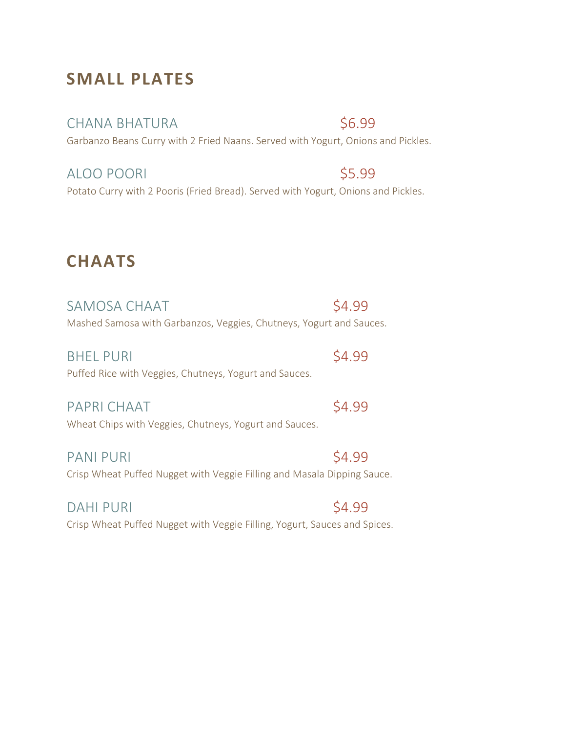## SMALL PLATES

CHANA BHATURA $6.99

Garbanzo Beans Curry with 2 Fried Naans. Served with Yogurt, Onions and Pickles.

ALOO POORI $5.99

Potato Curry with 2 Pooris (Fried Bread). Served with Yogurt, Onions and Pickles.

## CHAATS

SAMOSA CHAAT $4.99

Mashed Samosa with Garbanzos, Veggies, Chutneys, Yogurt and Sauces.

BHEL PURI $4.99

Puffed Rice with Veggies, Chutneys, Yogurt and Sauces.

PAPRI CHAAT $4.99

Wheat Chips with Veggies, Chutneys, Yogurt and Sauces.

PANI PURI $4.99

Crisp Wheat Puffed Nugget with Veggie Filling and Masala Dipping Sauce.

DAHI PURI $4.99

Crisp Wheat Puffed Nugget with Veggie Filling, Yogurt, Sauces and Spices.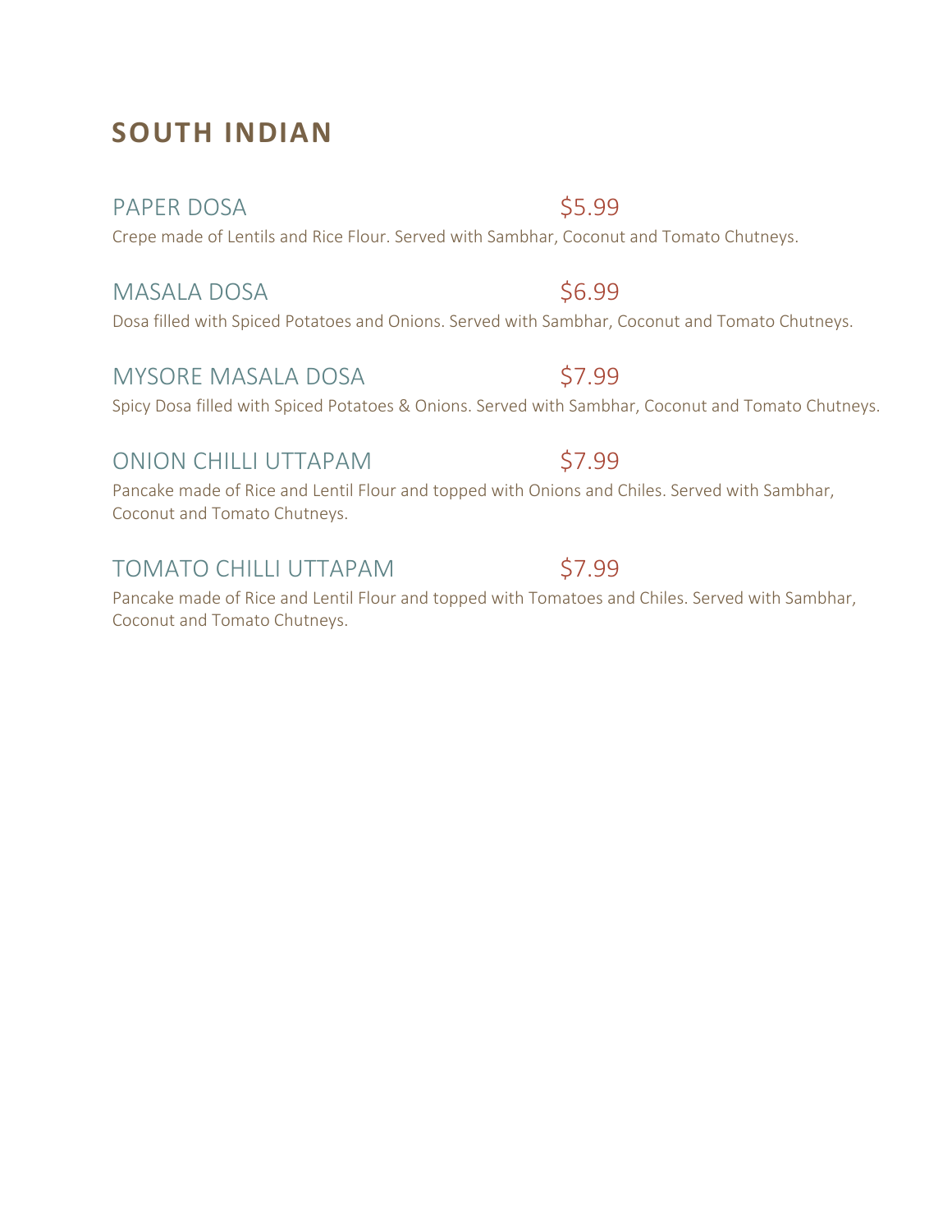# SOUTH INDIAN

## PAPER DOSA $5.99

Crepe made of Lentils and Rice Flour. Served with Sambhar, Coconut and Tomato Chutneys.

## MASALA DOSA $6.99

Dosa filled with Spiced Potatoes and Onions. Served with Sambhar, Coconut and Tomato Chutneys.

## MYSORE MASALA DOSA $7.99

Spicy Dosa filled with Spiced Potatoes & Onions. Served with Sambhar, Coconut and Tomato Chutneys.

## ONION CHILLI UTTAPAM $7.99

Pancake made of Rice and Lentil Flour and topped with Onions and Chiles. Served with Sambhar, Coconut and Tomato Chutneys.

## TOMATO CHILLI UTTAPAM $7.99

Pancake made of Rice and Lentil Flour and topped with Tomatoes and Chiles. Served with Sambhar, Coconut and Tomato Chutneys.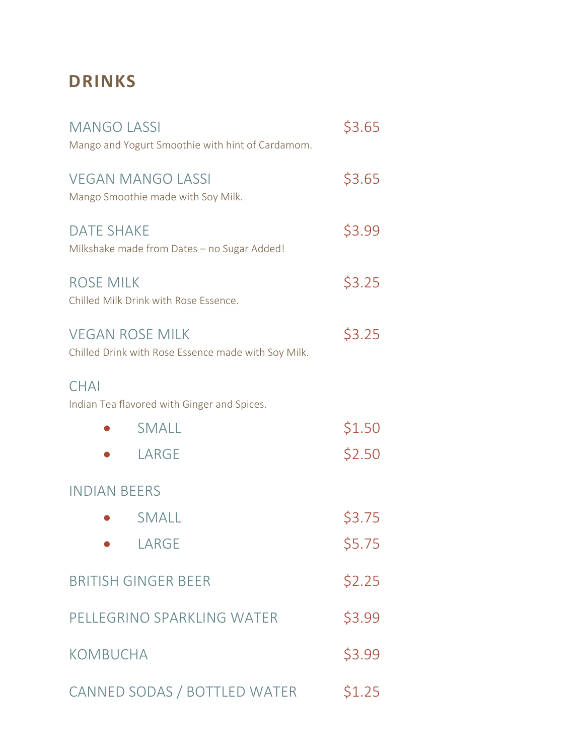# DRINKS

MANGO LASSI $3.65
Mango and Yogurt Smoothie with hint of Cardamom.

VEGAN MANGO LASSI $3.65
Mango Smoothie made with Soy Milk.

DATE SHAKE $3.99
Milkshake made from Dates – no Sugar Added!

ROSE MILK $3.25
Chilled Milk Drink with Rose Essence.

VEGAN ROSE MILK $3.25
Chilled Drink with Rose Essence made with Soy Milk.

CHAI
Indian Tea flavored with Ginger and Spices.

- SMALL $1.50
- LARGE $2.50

INDIAN BEERS

- SMALL $3.75
- LARGE $5.75

BRITISH GINGER BEER $2.25

PELLEGRINO SPARKLING WATER $3.99

KOMBUCHA $3.99

CANNED SODAS / BOTTLED WATER $1.25